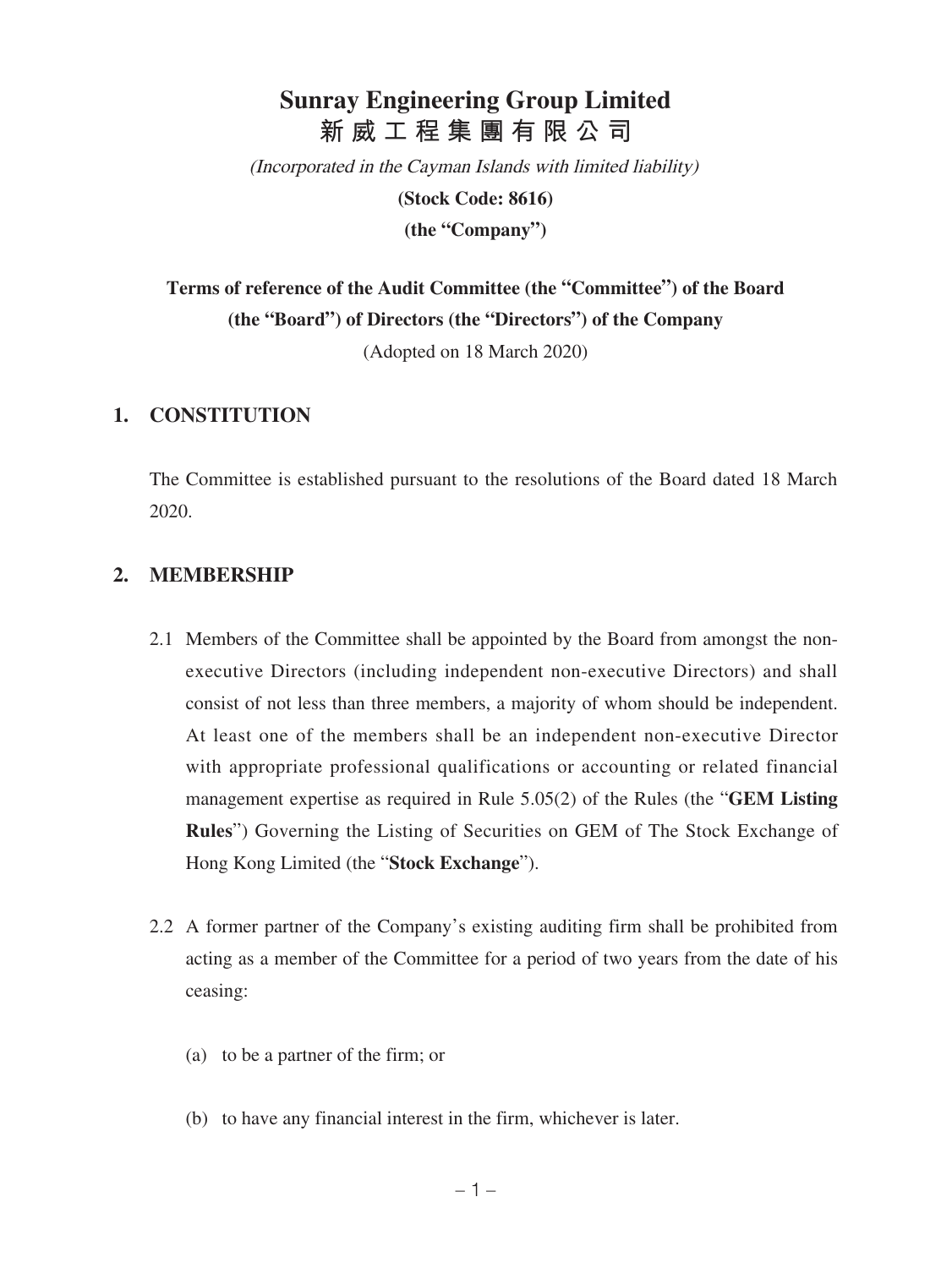# Sunray Engineering Group Limited
# 新威工程集團有限公司

*(Incorporated in the Cayman Islands with limited liability)*

**(Stock Code: 8616)**

**(the "Company")**

## Terms of reference of the Audit Committee (the "Committee") of the Board (the "Board") of Directors (the "Directors") of the Company

(Adopted on 18 March 2020)

## 1. CONSTITUTION

The Committee is established pursuant to the resolutions of the Board dated 18 March 2020.

## 2. MEMBERSHIP

2.1 Members of the Committee shall be appointed by the Board from amongst the non-executive Directors (including independent non-executive Directors) and shall consist of not less than three members, a majority of whom should be independent. At least one of the members shall be an independent non-executive Director with appropriate professional qualifications or accounting or related financial management expertise as required in Rule 5.05(2) of the Rules (the "**GEM Listing Rules**") Governing the Listing of Securities on GEM of The Stock Exchange of Hong Kong Limited (the "**Stock Exchange**").

2.2 A former partner of the Company's existing auditing firm shall be prohibited from acting as a member of the Committee for a period of two years from the date of his ceasing:

(a) to be a partner of the firm; or

(b) to have any financial interest in the firm, whichever is later.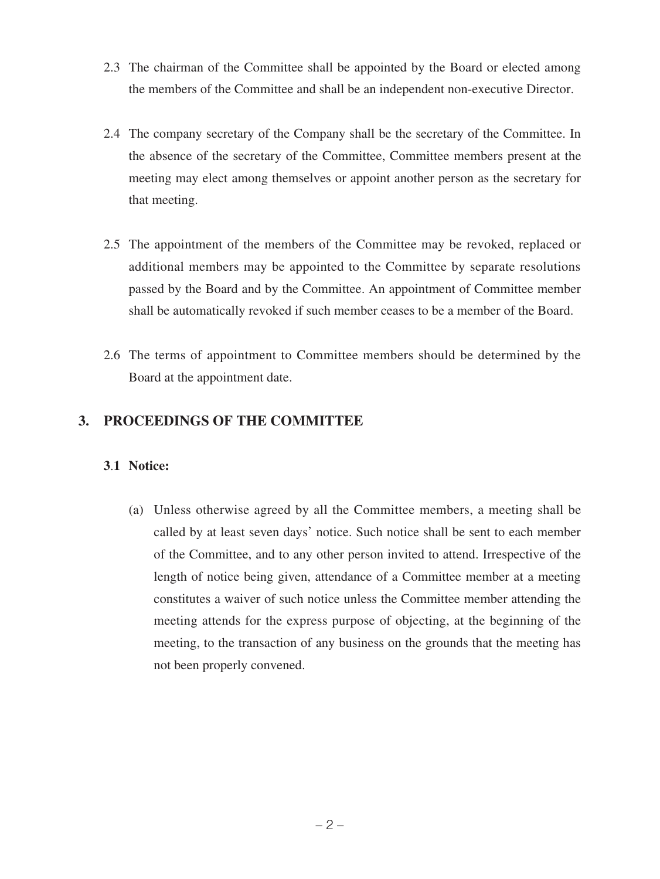2.3 The chairman of the Committee shall be appointed by the Board or elected among the members of the Committee and shall be an independent non-executive Director.

2.4 The company secretary of the Company shall be the secretary of the Committee. In the absence of the secretary of the Committee, Committee members present at the meeting may elect among themselves or appoint another person as the secretary for that meeting.

2.5 The appointment of the members of the Committee may be revoked, replaced or additional members may be appointed to the Committee by separate resolutions passed by the Board and by the Committee. An appointment of Committee member shall be automatically revoked if such member ceases to be a member of the Board.

2.6 The terms of appointment to Committee members should be determined by the Board at the appointment date.

## 3. PROCEEDINGS OF THE COMMITTEE

### 3.1 Notice:

(a) Unless otherwise agreed by all the Committee members, a meeting shall be called by at least seven days' notice. Such notice shall be sent to each member of the Committee, and to any other person invited to attend. Irrespective of the length of notice being given, attendance of a Committee member at a meeting constitutes a waiver of such notice unless the Committee member attending the meeting attends for the express purpose of objecting, at the beginning of the meeting, to the transaction of any business on the grounds that the meeting has not been properly convened.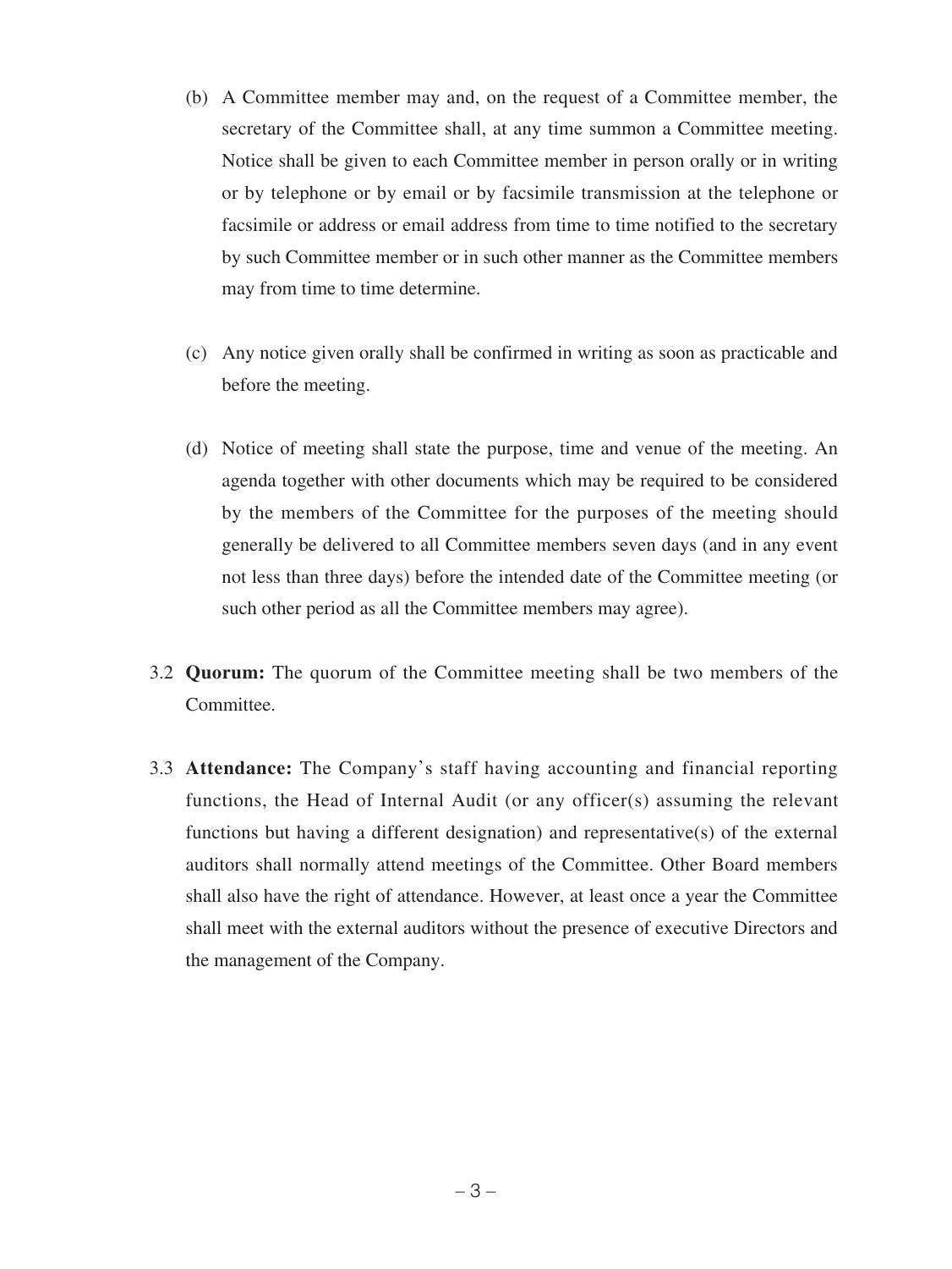(b) A Committee member may and, on the request of a Committee member, the secretary of the Committee shall, at any time summon a Committee meeting. Notice shall be given to each Committee member in person orally or in writing or by telephone or by email or by facsimile transmission at the telephone or facsimile or address or email address from time to time notified to the secretary by such Committee member or in such other manner as the Committee members may from time to time determine.

(c) Any notice given orally shall be confirmed in writing as soon as practicable and before the meeting.

(d) Notice of meeting shall state the purpose, time and venue of the meeting. An agenda together with other documents which may be required to be considered by the members of the Committee for the purposes of the meeting should generally be delivered to all Committee members seven days (and in any event not less than three days) before the intended date of the Committee meeting (or such other period as all the Committee members may agree).

3.2 **Quorum:** The quorum of the Committee meeting shall be two members of the Committee.

3.3 **Attendance:** The Company's staff having accounting and financial reporting functions, the Head of Internal Audit (or any officer(s) assuming the relevant functions but having a different designation) and representative(s) of the external auditors shall normally attend meetings of the Committee. Other Board members shall also have the right of attendance. However, at least once a year the Committee shall meet with the external auditors without the presence of executive Directors and the management of the Company.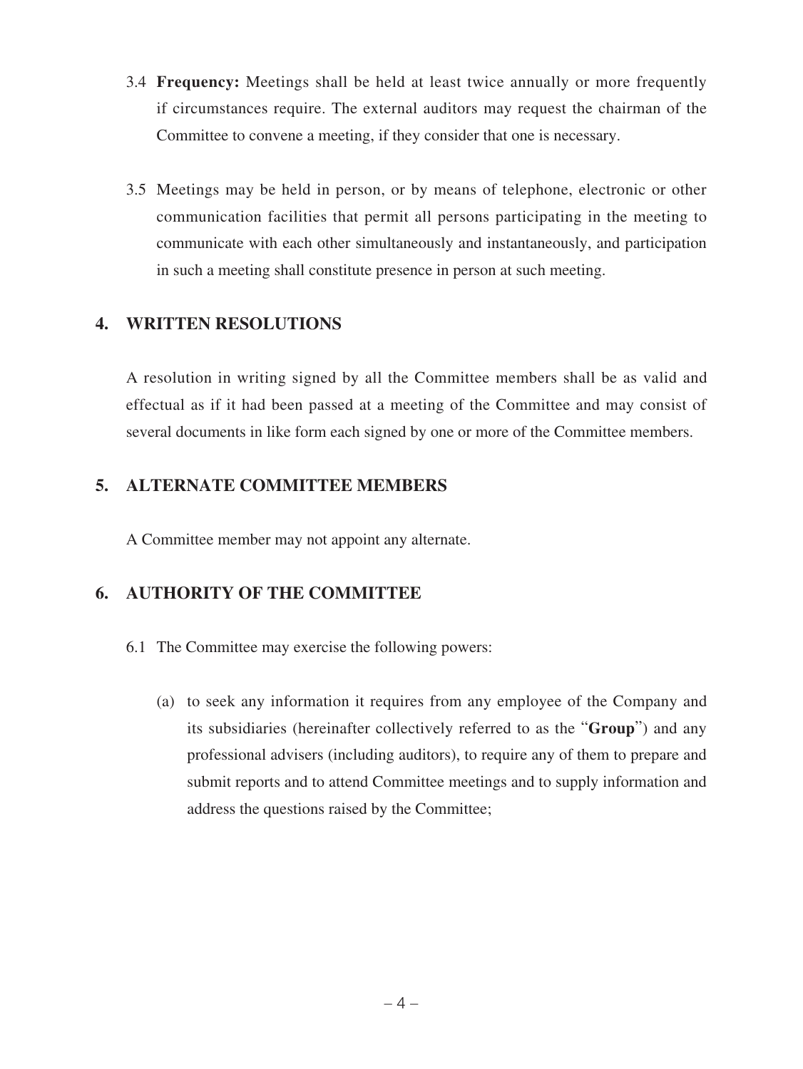3.4 **Frequency:** Meetings shall be held at least twice annually or more frequently if circumstances require. The external auditors may request the chairman of the Committee to convene a meeting, if they consider that one is necessary.

3.5 Meetings may be held in person, or by means of telephone, electronic or other communication facilities that permit all persons participating in the meeting to communicate with each other simultaneously and instantaneously, and participation in such a meeting shall constitute presence in person at such meeting.

## 4. WRITTEN RESOLUTIONS

A resolution in writing signed by all the Committee members shall be as valid and effectual as if it had been passed at a meeting of the Committee and may consist of several documents in like form each signed by one or more of the Committee members.

## 5. ALTERNATE COMMITTEE MEMBERS

A Committee member may not appoint any alternate.

## 6. AUTHORITY OF THE COMMITTEE

6.1 The Committee may exercise the following powers:

(a) to seek any information it requires from any employee of the Company and its subsidiaries (hereinafter collectively referred to as the "**Group**") and any professional advisers (including auditors), to require any of them to prepare and submit reports and to attend Committee meetings and to supply information and address the questions raised by the Committee;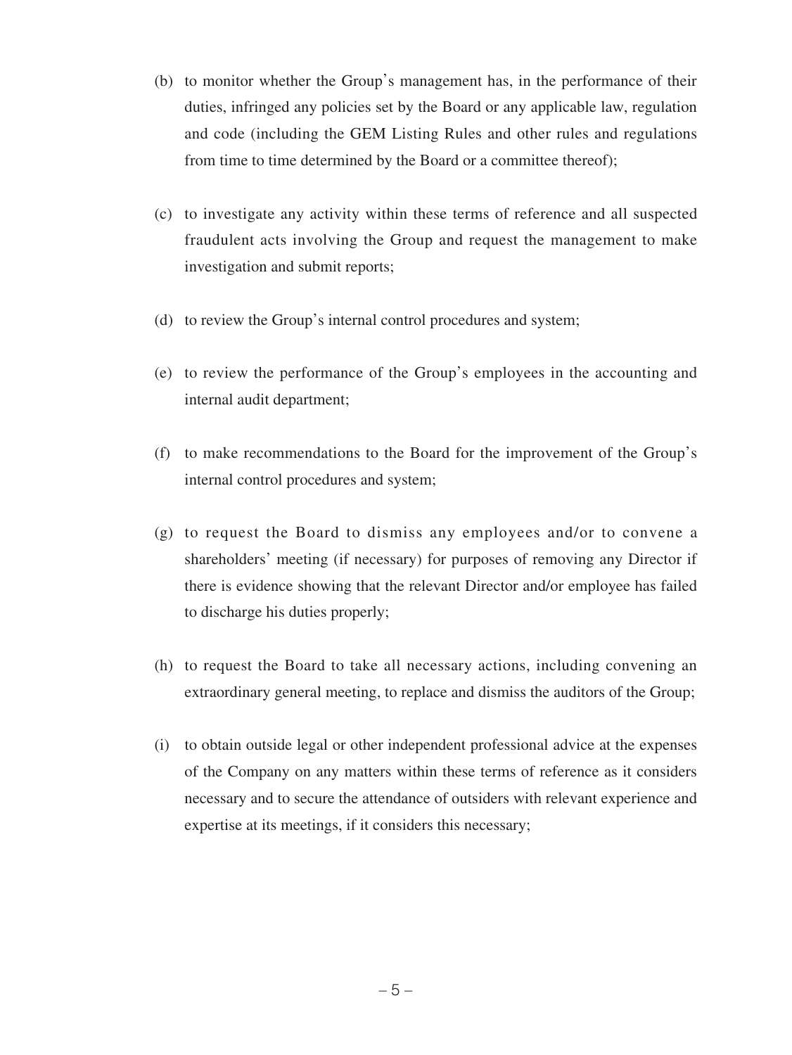(b) to monitor whether the Group's management has, in the performance of their duties, infringed any policies set by the Board or any applicable law, regulation and code (including the GEM Listing Rules and other rules and regulations from time to time determined by the Board or a committee thereof);

(c) to investigate any activity within these terms of reference and all suspected fraudulent acts involving the Group and request the management to make investigation and submit reports;

(d) to review the Group's internal control procedures and system;

(e) to review the performance of the Group's employees in the accounting and internal audit department;

(f) to make recommendations to the Board for the improvement of the Group's internal control procedures and system;

(g) to request the Board to dismiss any employees and/or to convene a shareholders' meeting (if necessary) for purposes of removing any Director if there is evidence showing that the relevant Director and/or employee has failed to discharge his duties properly;

(h) to request the Board to take all necessary actions, including convening an extraordinary general meeting, to replace and dismiss the auditors of the Group;

(i) to obtain outside legal or other independent professional advice at the expenses of the Company on any matters within these terms of reference as it considers necessary and to secure the attendance of outsiders with relevant experience and expertise at its meetings, if it considers this necessary;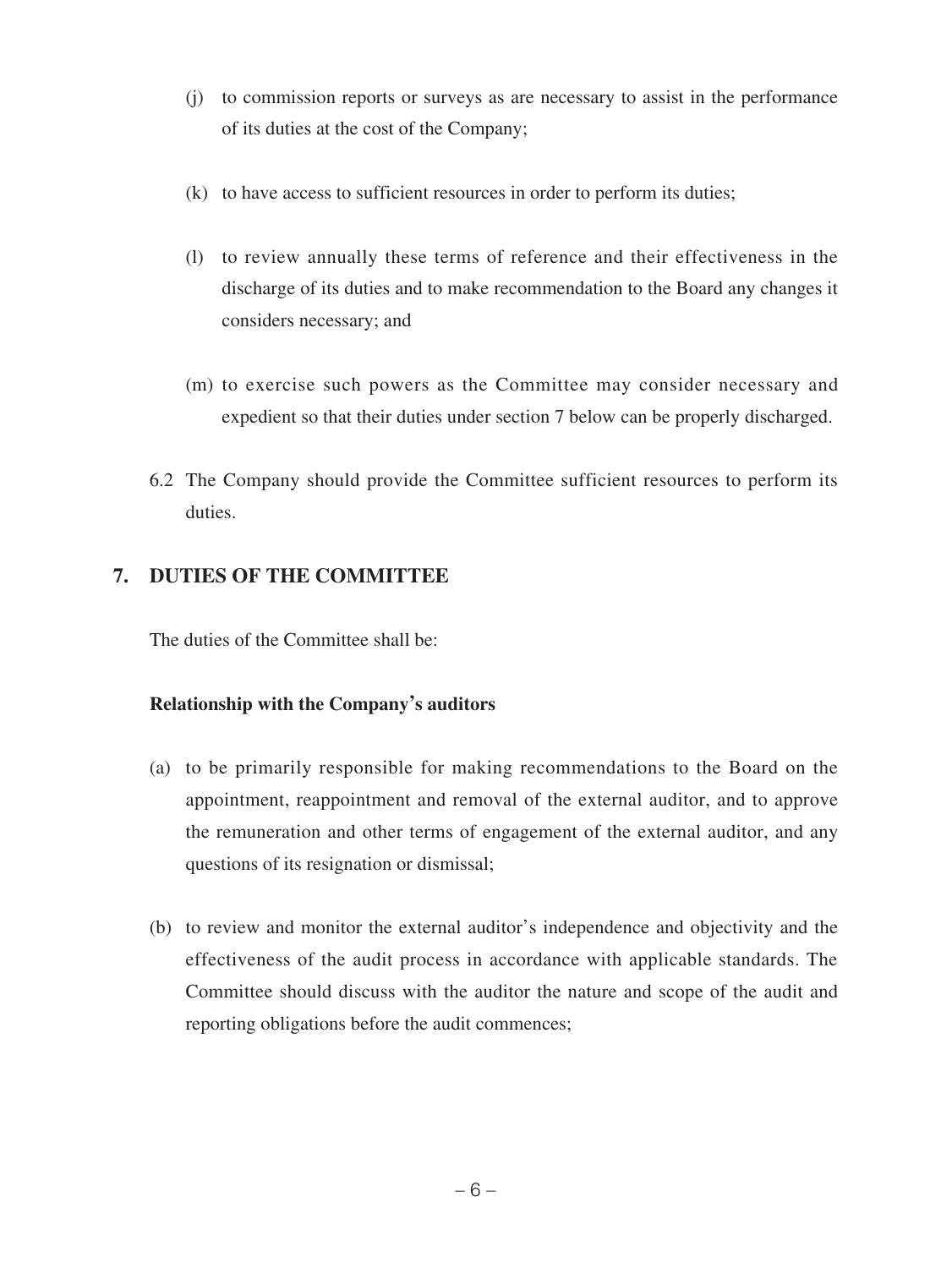(j) to commission reports or surveys as are necessary to assist in the performance of its duties at the cost of the Company;

(k) to have access to sufficient resources in order to perform its duties;

(l) to review annually these terms of reference and their effectiveness in the discharge of its duties and to make recommendation to the Board any changes it considers necessary; and

(m) to exercise such powers as the Committee may consider necessary and expedient so that their duties under section 7 below can be properly discharged.

6.2 The Company should provide the Committee sufficient resources to perform its duties.

## 7. DUTIES OF THE COMMITTEE

The duties of the Committee shall be:

**Relationship with the Company's auditors**

(a) to be primarily responsible for making recommendations to the Board on the appointment, reappointment and removal of the external auditor, and to approve the remuneration and other terms of engagement of the external auditor, and any questions of its resignation or dismissal;

(b) to review and monitor the external auditor's independence and objectivity and the effectiveness of the audit process in accordance with applicable standards. The Committee should discuss with the auditor the nature and scope of the audit and reporting obligations before the audit commences;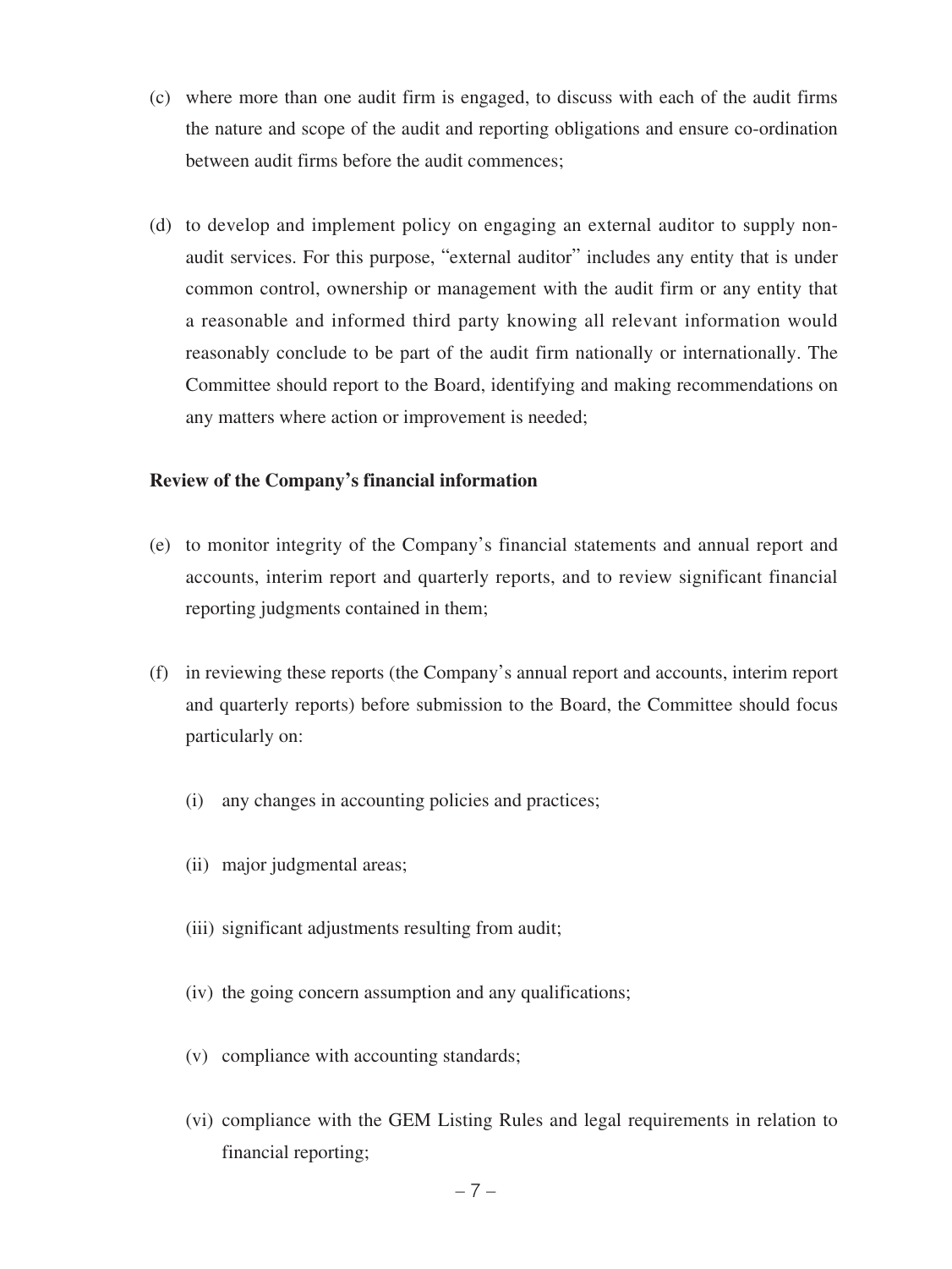(c) where more than one audit firm is engaged, to discuss with each of the audit firms the nature and scope of the audit and reporting obligations and ensure co-ordination between audit firms before the audit commences;

(d) to develop and implement policy on engaging an external auditor to supply non-audit services. For this purpose, "external auditor" includes any entity that is under common control, ownership or management with the audit firm or any entity that a reasonable and informed third party knowing all relevant information would reasonably conclude to be part of the audit firm nationally or internationally. The Committee should report to the Board, identifying and making recommendations on any matters where action or improvement is needed;

**Review of the Company's financial information**

(e) to monitor integrity of the Company's financial statements and annual report and accounts, interim report and quarterly reports, and to review significant financial reporting judgments contained in them;

(f) in reviewing these reports (the Company's annual report and accounts, interim report and quarterly reports) before submission to the Board, the Committee should focus particularly on:

   (i) any changes in accounting policies and practices;

   (ii) major judgmental areas;

   (iii) significant adjustments resulting from audit;

   (iv) the going concern assumption and any qualifications;

   (v) compliance with accounting standards;

   (vi) compliance with the GEM Listing Rules and legal requirements in relation to financial reporting;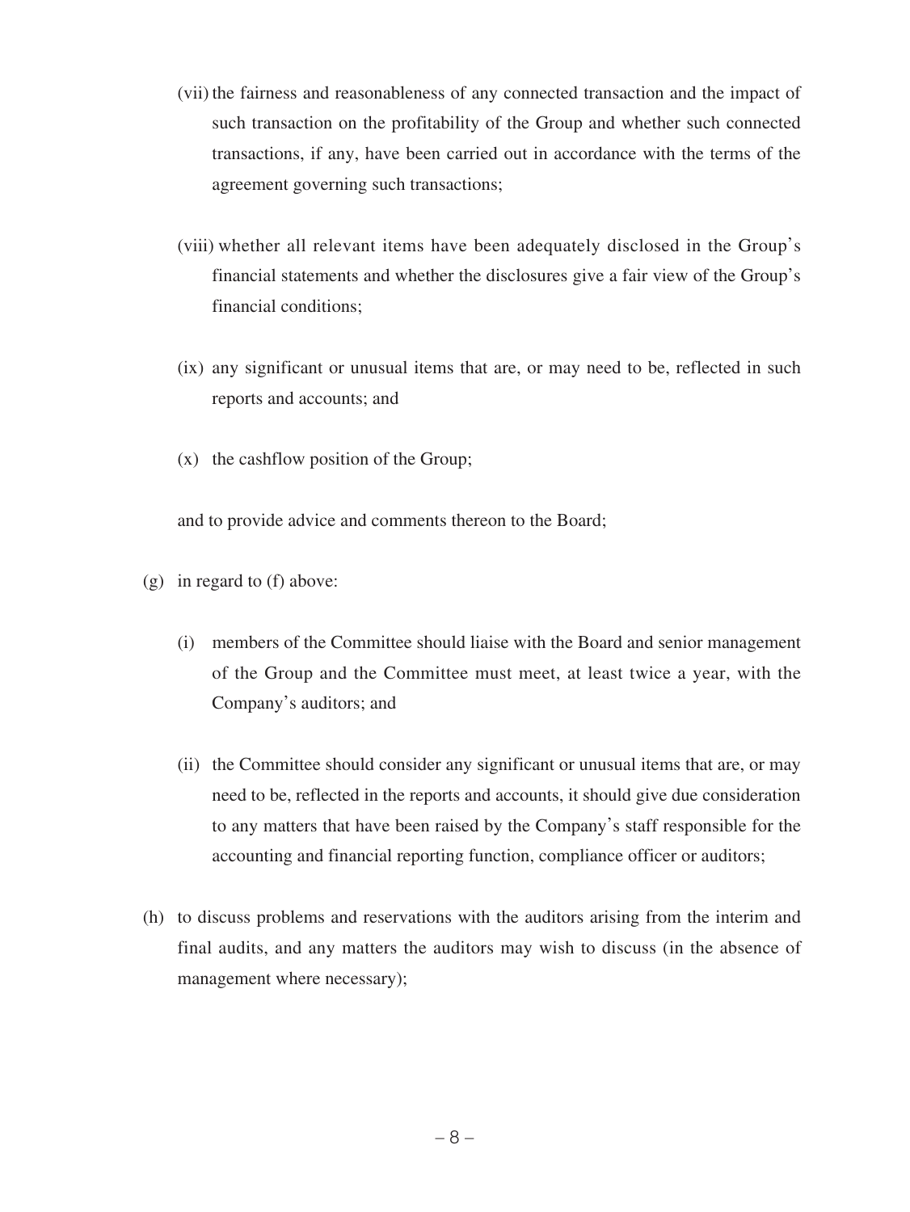(vii) the fairness and reasonableness of any connected transaction and the impact of such transaction on the profitability of the Group and whether such connected transactions, if any, have been carried out in accordance with the terms of the agreement governing such transactions;

(viii) whether all relevant items have been adequately disclosed in the Group's financial statements and whether the disclosures give a fair view of the Group's financial conditions;

(ix) any significant or unusual items that are, or may need to be, reflected in such reports and accounts; and

(x) the cashflow position of the Group;

and to provide advice and comments thereon to the Board;

(g) in regard to (f) above:

(i) members of the Committee should liaise with the Board and senior management of the Group and the Committee must meet, at least twice a year, with the Company's auditors; and

(ii) the Committee should consider any significant or unusual items that are, or may need to be, reflected in the reports and accounts, it should give due consideration to any matters that have been raised by the Company's staff responsible for the accounting and financial reporting function, compliance officer or auditors;

(h) to discuss problems and reservations with the auditors arising from the interim and final audits, and any matters the auditors may wish to discuss (in the absence of management where necessary);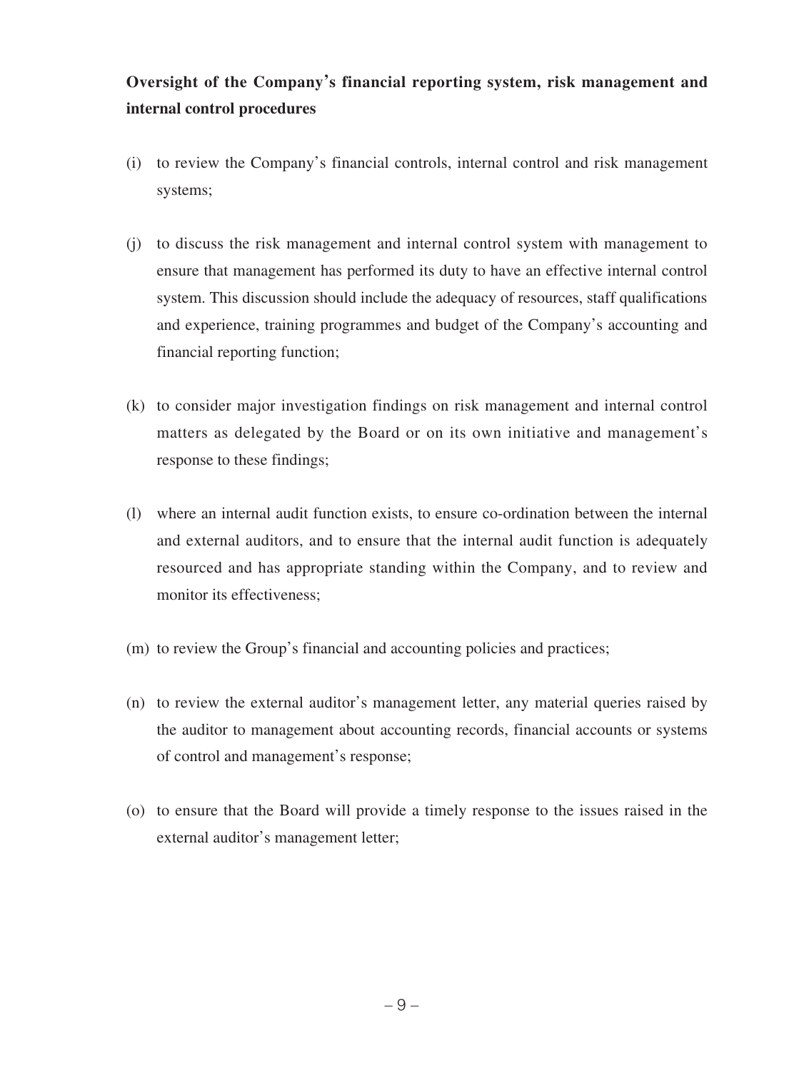**Oversight of the Company's financial reporting system, risk management and internal control procedures**

(i) to review the Company's financial controls, internal control and risk management systems;

(j) to discuss the risk management and internal control system with management to ensure that management has performed its duty to have an effective internal control system. This discussion should include the adequacy of resources, staff qualifications and experience, training programmes and budget of the Company's accounting and financial reporting function;

(k) to consider major investigation findings on risk management and internal control matters as delegated by the Board or on its own initiative and management's response to these findings;

(l) where an internal audit function exists, to ensure co-ordination between the internal and external auditors, and to ensure that the internal audit function is adequately resourced and has appropriate standing within the Company, and to review and monitor its effectiveness;

(m) to review the Group's financial and accounting policies and practices;

(n) to review the external auditor's management letter, any material queries raised by the auditor to management about accounting records, financial accounts or systems of control and management's response;

(o) to ensure that the Board will provide a timely response to the issues raised in the external auditor's management letter;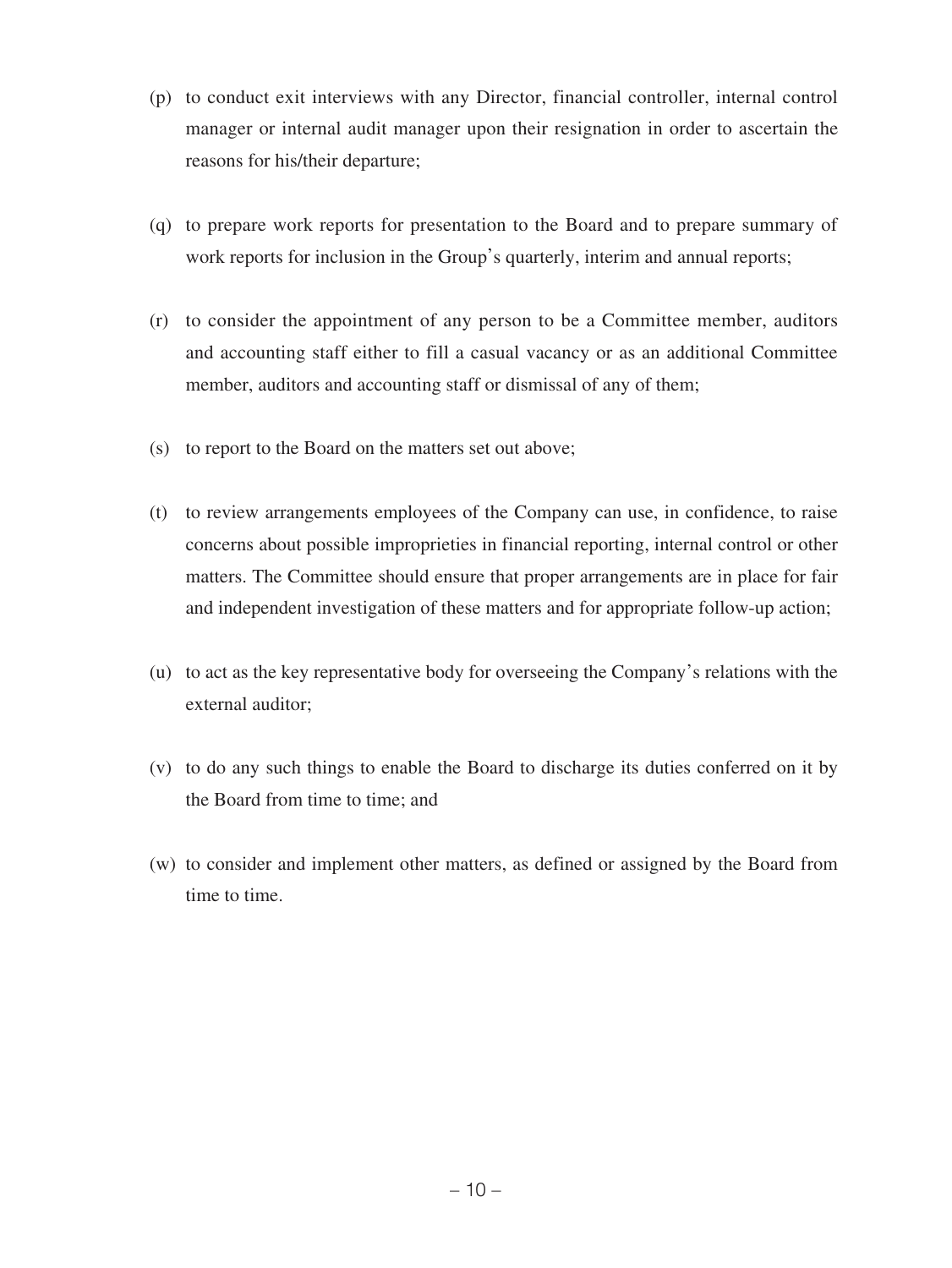(p) to conduct exit interviews with any Director, financial controller, internal control manager or internal audit manager upon their resignation in order to ascertain the reasons for his/their departure;

(q) to prepare work reports for presentation to the Board and to prepare summary of work reports for inclusion in the Group's quarterly, interim and annual reports;

(r) to consider the appointment of any person to be a Committee member, auditors and accounting staff either to fill a casual vacancy or as an additional Committee member, auditors and accounting staff or dismissal of any of them;

(s) to report to the Board on the matters set out above;

(t) to review arrangements employees of the Company can use, in confidence, to raise concerns about possible improprieties in financial reporting, internal control or other matters. The Committee should ensure that proper arrangements are in place for fair and independent investigation of these matters and for appropriate follow-up action;

(u) to act as the key representative body for overseeing the Company's relations with the external auditor;

(v) to do any such things to enable the Board to discharge its duties conferred on it by the Board from time to time; and

(w) to consider and implement other matters, as defined or assigned by the Board from time to time.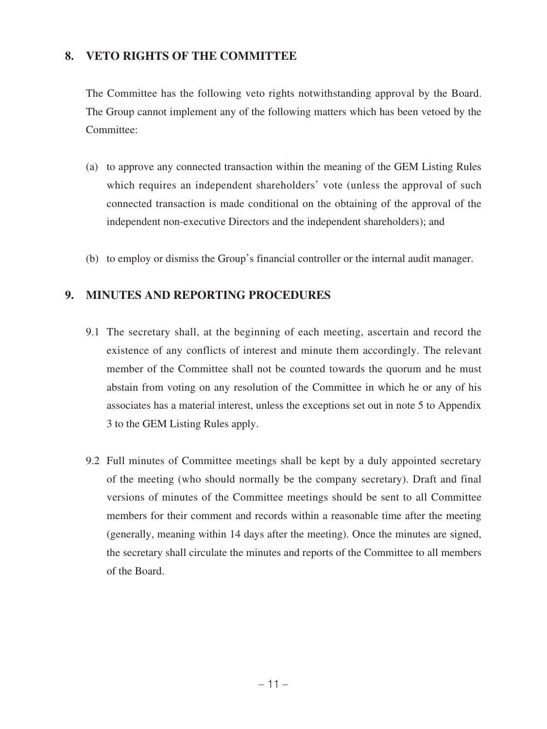## 8. VETO RIGHTS OF THE COMMITTEE

The Committee has the following veto rights notwithstanding approval by the Board. The Group cannot implement any of the following matters which has been vetoed by the Committee:

(a) to approve any connected transaction within the meaning of the GEM Listing Rules which requires an independent shareholders' vote (unless the approval of such connected transaction is made conditional on the obtaining of the approval of the independent non-executive Directors and the independent shareholders); and

(b) to employ or dismiss the Group's financial controller or the internal audit manager.

## 9. MINUTES AND REPORTING PROCEDURES

9.1 The secretary shall, at the beginning of each meeting, ascertain and record the existence of any conflicts of interest and minute them accordingly. The relevant member of the Committee shall not be counted towards the quorum and he must abstain from voting on any resolution of the Committee in which he or any of his associates has a material interest, unless the exceptions set out in note 5 to Appendix 3 to the GEM Listing Rules apply.

9.2 Full minutes of Committee meetings shall be kept by a duly appointed secretary of the meeting (who should normally be the company secretary). Draft and final versions of minutes of the Committee meetings should be sent to all Committee members for their comment and records within a reasonable time after the meeting (generally, meaning within 14 days after the meeting). Once the minutes are signed, the secretary shall circulate the minutes and reports of the Committee to all members of the Board.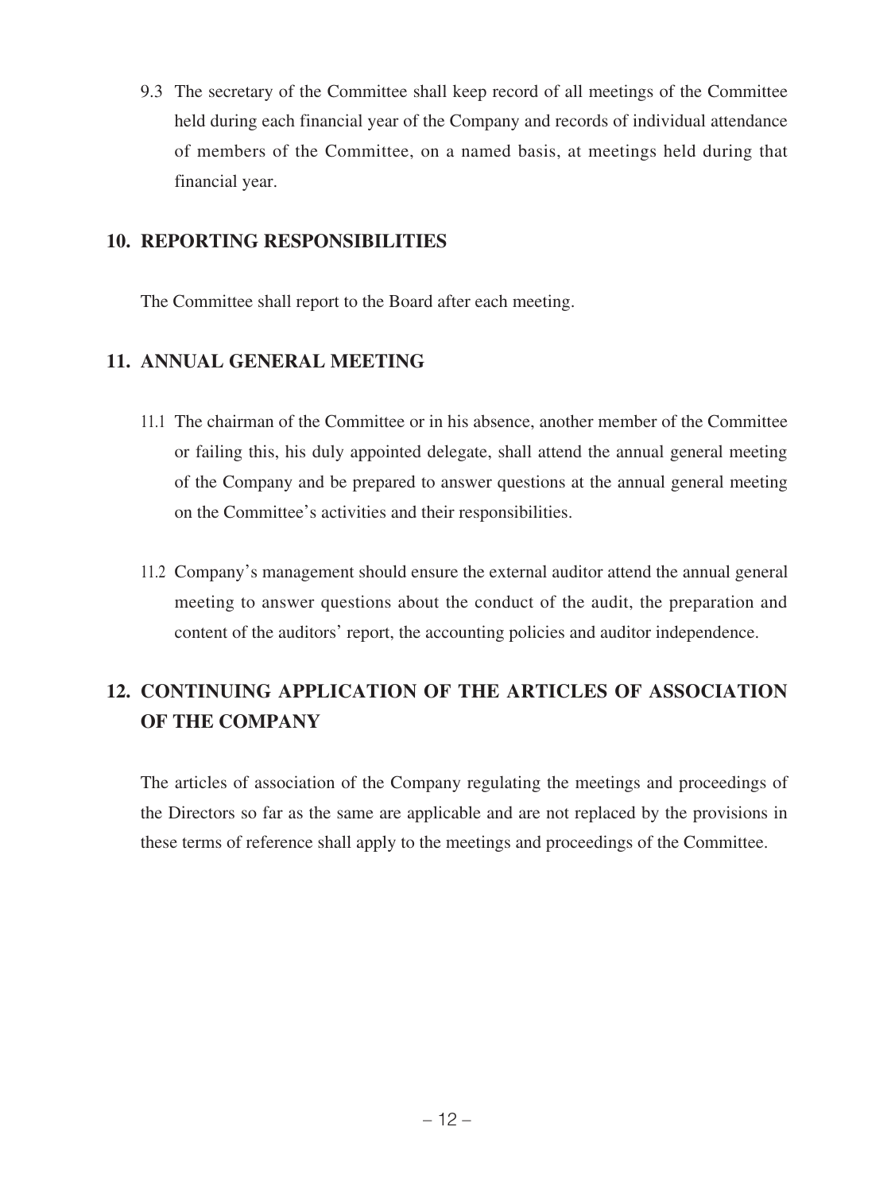9.3 The secretary of the Committee shall keep record of all meetings of the Committee held during each financial year of the Company and records of individual attendance of members of the Committee, on a named basis, at meetings held during that financial year.

## 10. REPORTING RESPONSIBILITIES

The Committee shall report to the Board after each meeting.

## 11. ANNUAL GENERAL MEETING

11.1 The chairman of the Committee or in his absence, another member of the Committee or failing this, his duly appointed delegate, shall attend the annual general meeting of the Company and be prepared to answer questions at the annual general meeting on the Committee's activities and their responsibilities.

11.2 Company's management should ensure the external auditor attend the annual general meeting to answer questions about the conduct of the audit, the preparation and content of the auditors' report, the accounting policies and auditor independence.

## 12. CONTINUING APPLICATION OF THE ARTICLES OF ASSOCIATION OF THE COMPANY

The articles of association of the Company regulating the meetings and proceedings of the Directors so far as the same are applicable and are not replaced by the provisions in these terms of reference shall apply to the meetings and proceedings of the Committee.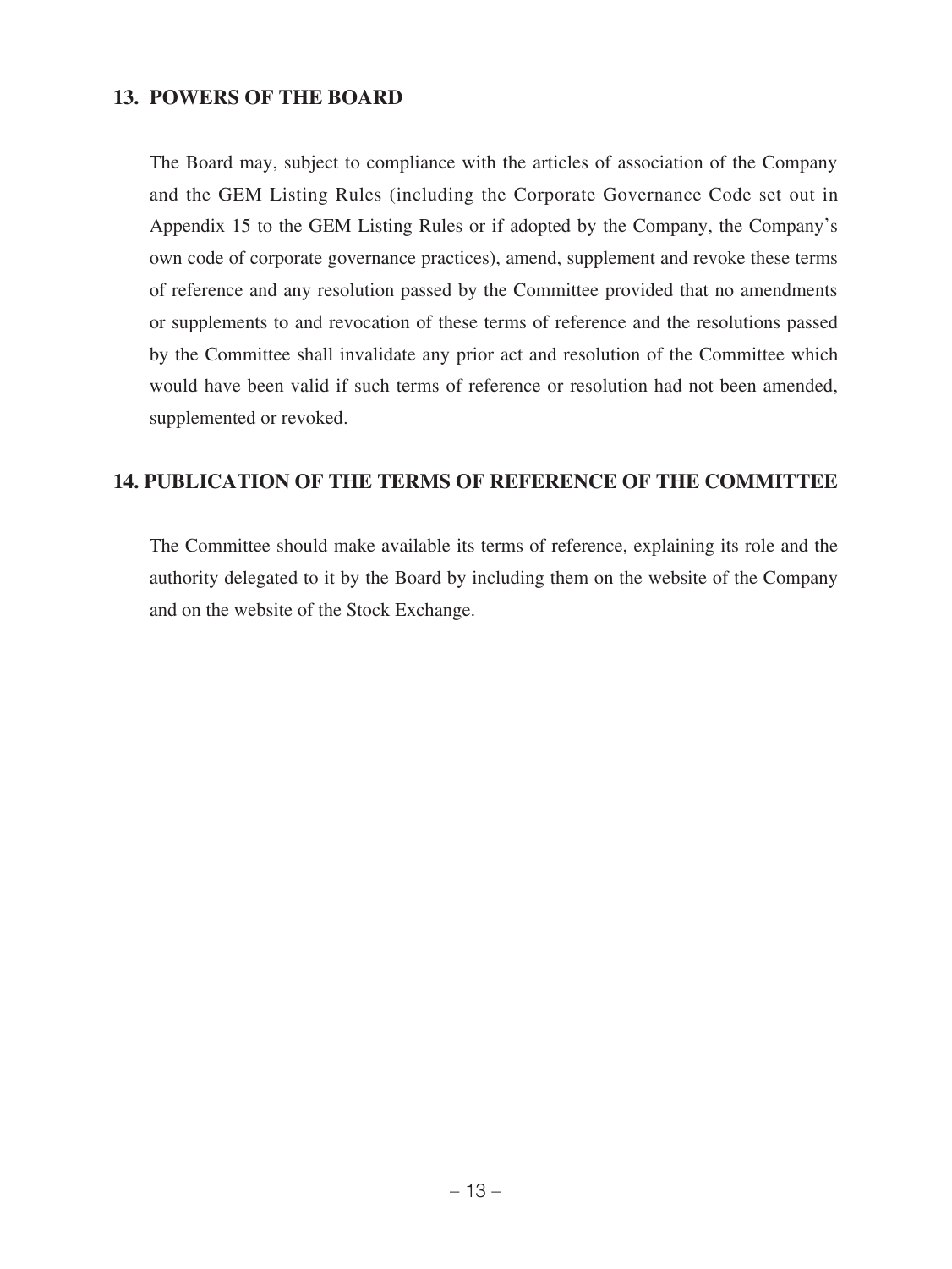## 13. POWERS OF THE BOARD

The Board may, subject to compliance with the articles of association of the Company and the GEM Listing Rules (including the Corporate Governance Code set out in Appendix 15 to the GEM Listing Rules or if adopted by the Company, the Company's own code of corporate governance practices), amend, supplement and revoke these terms of reference and any resolution passed by the Committee provided that no amendments or supplements to and revocation of these terms of reference and the resolutions passed by the Committee shall invalidate any prior act and resolution of the Committee which would have been valid if such terms of reference or resolution had not been amended, supplemented or revoked.

## 14. PUBLICATION OF THE TERMS OF REFERENCE OF THE COMMITTEE

The Committee should make available its terms of reference, explaining its role and the authority delegated to it by the Board by including them on the website of the Company and on the website of the Stock Exchange.